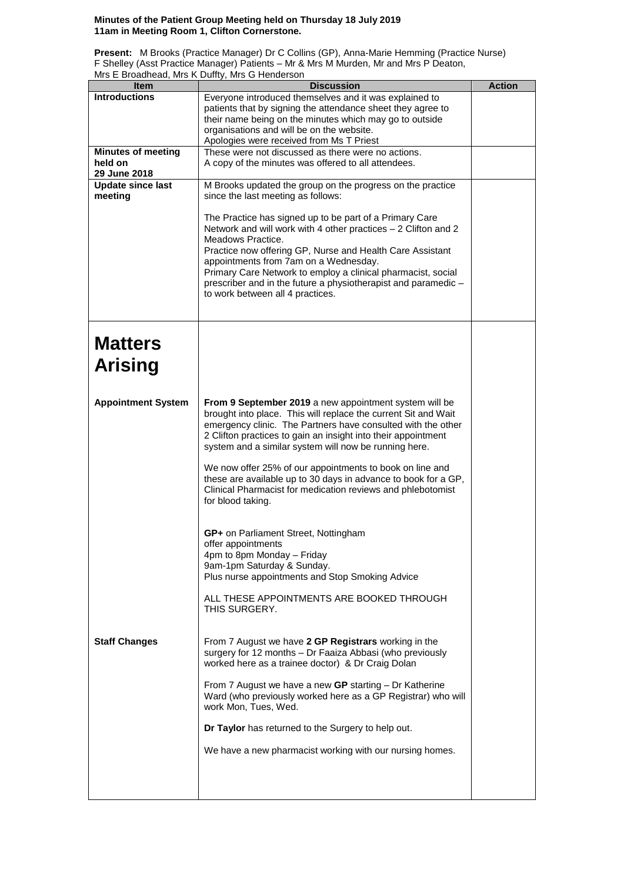**Minutes of the Patient Group Meeting held on Thursday 18 July 2019**
**11am in Meeting Room 1, Clifton Cornerstone.**

**Present:** M Brooks (Practice Manager) Dr C Collins (GP), Anna-Marie Hemming (Practice Nurse) F Shelley (Asst Practice Manager) Patients – Mr & Mrs M Murden, Mr and Mrs P Deaton, Mrs E Broadhead, Mrs K Duffty, Mrs G Henderson

| Item | Discussion | Action |
|---|---|---|
| **Introductions** | Everyone introduced themselves and it was explained to patients that by signing the attendance sheet they agree to their name being on the minutes which may go to outside organisations and will be on the website.<br>Apologies were received from Ms T Priest | |
| **Minutes of meeting held on 29 June 2018** | These were not discussed as there were no actions.<br>A copy of the minutes was offered to all attendees. | |
| **Update since last meeting** | M Brooks updated the group on the progress on the practice since the last meeting as follows:<br><br>The Practice has signed up to be part of a Primary Care Network and will work with 4 other practices – 2 Clifton and 2 Meadows Practice.<br>Practice now offering GP, Nurse and Health Care Assistant appointments from 7am on a Wednesday.<br>Primary Care Network to employ a clinical pharmacist, social prescriber and in the future a physiotherapist and paramedic – to work between all 4 practices. | |
| **Matters Arising** | | |
| **Appointment System** | **From 9 September 2019** a new appointment system will be brought into place. This will replace the current Sit and Wait emergency clinic. The Partners have consulted with the other 2 Clifton practices to gain an insight into their appointment system and a similar system will now be running here.<br><br>We now offer 25% of our appointments to book on line and these are available up to 30 days in advance to book for a GP, Clinical Pharmacist for medication reviews and phlebotomist for blood taking.<br><br>**GP+** on Parliament Street, Nottingham offer appointments<br>4pm to 8pm Monday – Friday<br>9am-1pm Saturday & Sunday.<br>Plus nurse appointments and Stop Smoking Advice<br><br>ALL THESE APPOINTMENTS ARE BOOKED THROUGH THIS SURGERY. | |
| **Staff Changes** | From 7 August we have **2 GP Registrars** working in the surgery for 12 months – Dr Faaiza Abbasi (who previously worked here as a trainee doctor) & Dr Craig Dolan<br><br>From 7 August we have a new **GP** starting – Dr Katherine Ward (who previously worked here as a GP Registrar) who will work Mon, Tues, Wed.<br><br>**Dr Taylor** has returned to the Surgery to help out.<br><br>We have a new pharmacist working with our nursing homes. | |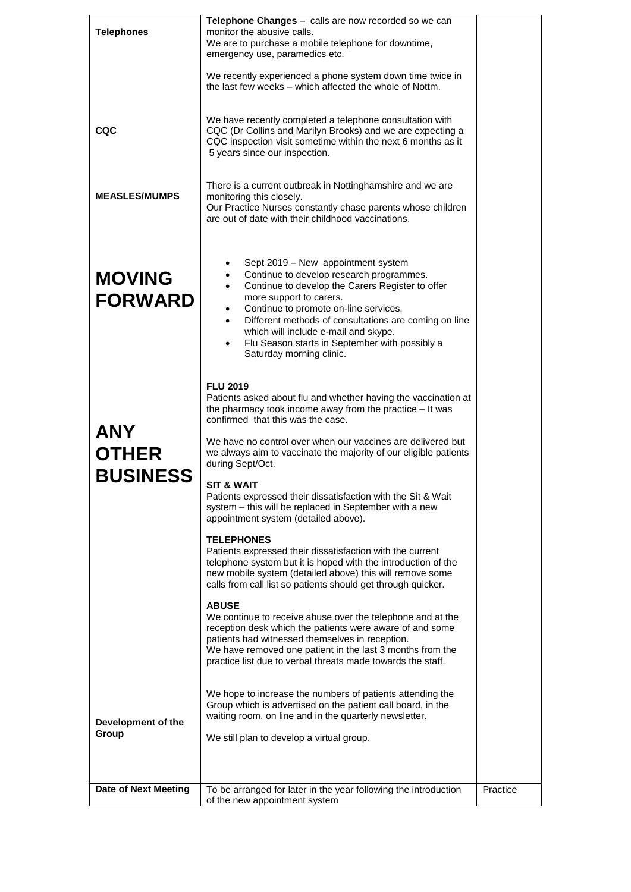| | | |
|---|---|---|
| **Telephones** | **Telephone Changes** – calls are now recorded so we can monitor the abusive calls.<br>We are to purchase a mobile telephone for downtime, emergency use, paramedics etc.<br><br>We recently experienced a phone system down time twice in the last few weeks – which affected the whole of Nottm. | |
| **CQC** | We have recently completed a telephone consultation with CQC (Dr Collins and Marilyn Brooks) and we are expecting a CQC inspection visit sometime within the next 6 months as it 5 years since our inspection. | |
| **MEASLES/MUMPS** | There is a current outbreak in Nottinghamshire and we are monitoring this closely.<br>Our Practice Nurses constantly chase parents whose children are out of date with their childhood vaccinations. | |
| **MOVING FORWARD** | • Sept 2019 – New appointment system<br>• Continue to develop research programmes.<br>• Continue to develop the Carers Register to offer more support to carers.<br>• Continue to promote on-line services.<br>• Different methods of consultations are coming on line which will include e-mail and skype.<br>• Flu Season starts in September with possibly a Saturday morning clinic. | |
| **ANY OTHER BUSINESS** | **FLU 2019**<br>Patients asked about flu and whether having the vaccination at the pharmacy took income away from the practice – It was confirmed that this was the case.<br><br>We have no control over when our vaccines are delivered but we always aim to vaccinate the majority of our eligible patients during Sept/Oct.<br><br>**SIT & WAIT**<br>Patients expressed their dissatisfaction with the Sit & Wait system – this will be replaced in September with a new appointment system (detailed above).<br><br>**TELEPHONES**<br>Patients expressed their dissatisfaction with the current telephone system but it is hoped with the introduction of the new mobile system (detailed above) this will remove some calls from call list so patients should get through quicker.<br><br>**ABUSE**<br>We continue to receive abuse over the telephone and at the reception desk which the patients were aware of and some patients had witnessed themselves in reception.<br>We have removed one patient in the last 3 months from the practice list due to verbal threats made towards the staff. | |
| **Development of the Group** | We hope to increase the numbers of patients attending the Group which is advertised on the patient call board, in the waiting room, on line and in the quarterly newsletter.<br><br>We still plan to develop a virtual group. | |
| **Date of Next Meeting** | To be arranged for later in the year following the introduction of the new appointment system | Practice |